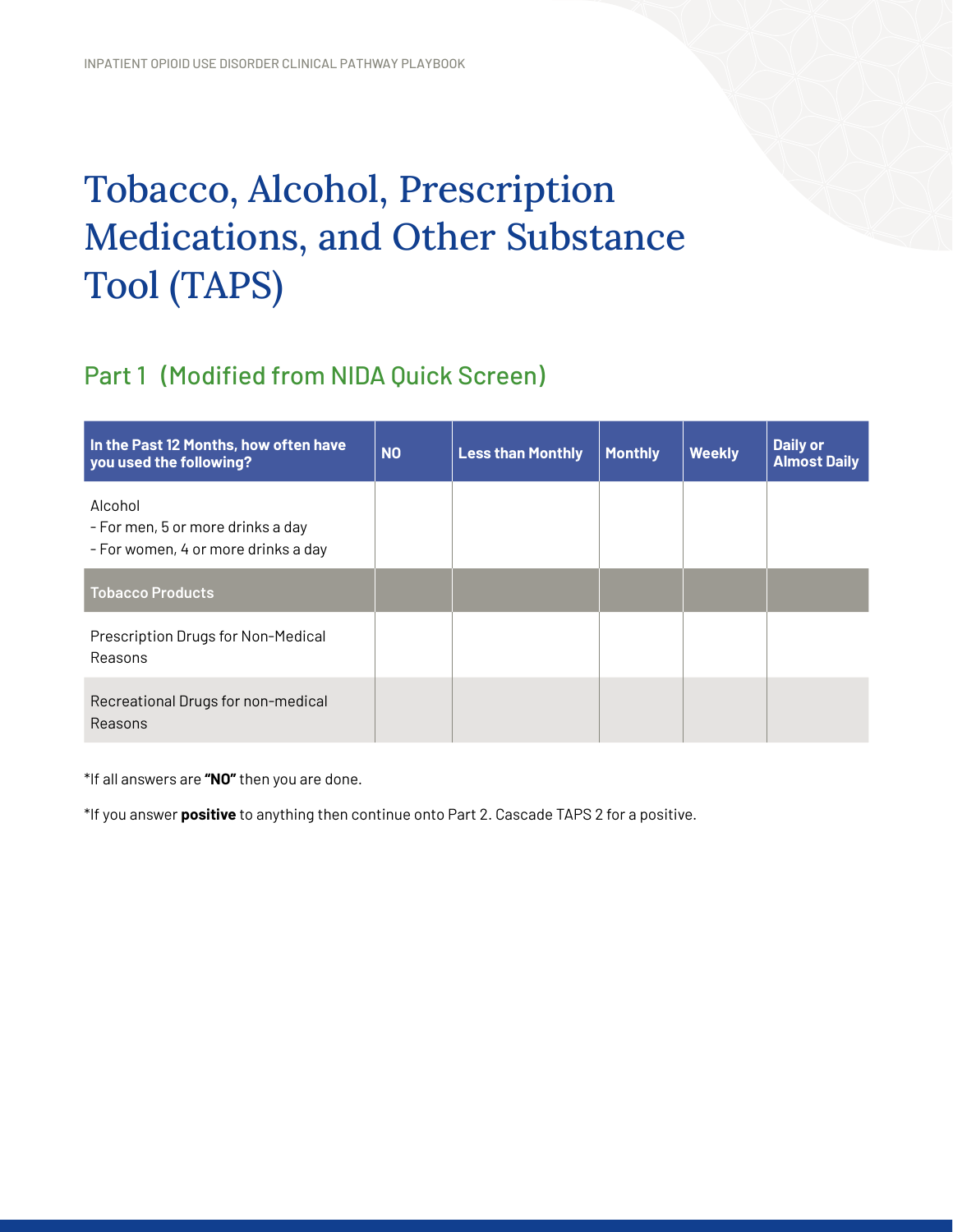# Tobacco, Alcohol, Prescription Medications, and Other Substance Tool (TAPS)

## Part 1 (Modified from NIDA Quick Screen)

| In the Past 12 Months, how often have you used the following? | NO | Less than Monthly | Monthly | Weekly | Daily or Almost Daily |
|---|---|---|---|---|---|
| Alcohol<br>- For men, 5 or more drinks a day<br>- For women, 4 or more drinks a day | | | | | |
| **Tobacco Products** | | | | | |
| Prescription Drugs for Non-Medical Reasons | | | | | |
| Recreational Drugs for non-medical Reasons | | | | | |

*If all answers are **"NO"** then you are done.

*If you answer **positive** to anything then continue onto Part 2. Cascade TAPS 2 for a positive.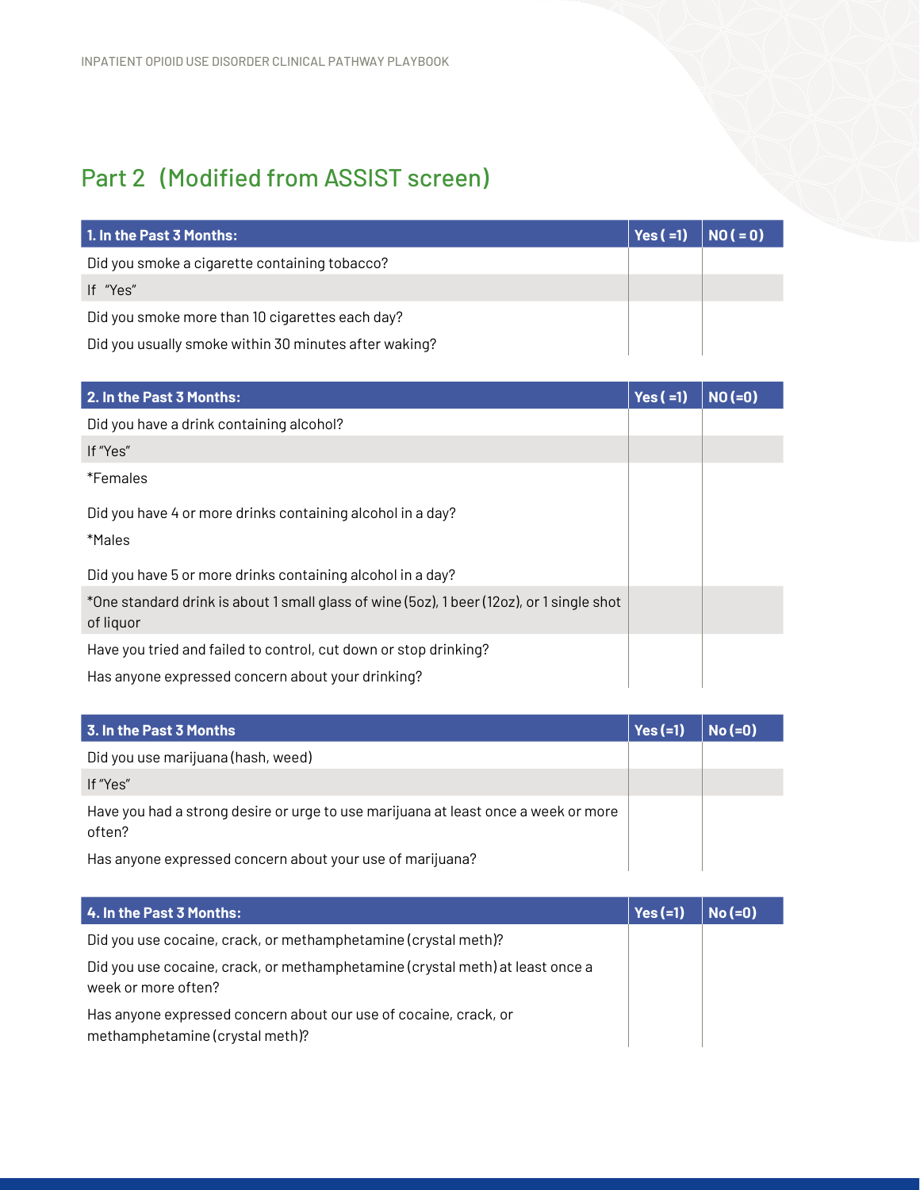## Part 2 (Modified from ASSIST screen)

| 1. In the Past 3 Months: | Yes ( =1) | NO ( = 0) |
|---|---|---|
| Did you smoke a cigarette containing tobacco? | | |
| If "Yes" | | |
| Did you smoke more than 10 cigarettes each day? | | |
| Did you usually smoke within 30 minutes after waking? | | |

| 2. In the Past 3 Months: | Yes ( =1) | NO (=0) |
|---|---|---|
| Did you have a drink containing alcohol? | | |
| If "Yes" | | |
| *Females<br><br>Did you have 4 or more drinks containing alcohol in a day? | | |
| *Males<br><br>Did you have 5 or more drinks containing alcohol in a day? | | |
| *One standard drink is about 1 small glass of wine (5oz), 1 beer (12oz), or 1 single shot of liquor | | |
| Have you tried and failed to control, cut down or stop drinking? | | |
| Has anyone expressed concern about your drinking? | | |

| 3. In the Past 3 Months | Yes (=1) | No (=0) |
|---|---|---|
| Did you use marijuana (hash, weed) | | |
| If "Yes" | | |
| Have you had a strong desire or urge to use marijuana at least once a week or more often? | | |
| Has anyone expressed concern about your use of marijuana? | | |

| 4. In the Past 3 Months: | Yes (=1) | No (=0) |
|---|---|---|
| Did you use cocaine, crack, or methamphetamine (crystal meth)? | | |
| Did you use cocaine, crack, or methamphetamine (crystal meth) at least once a week or more often? | | |
| Has anyone expressed concern about our use of cocaine, crack, or methamphetamine (crystal meth)? | | |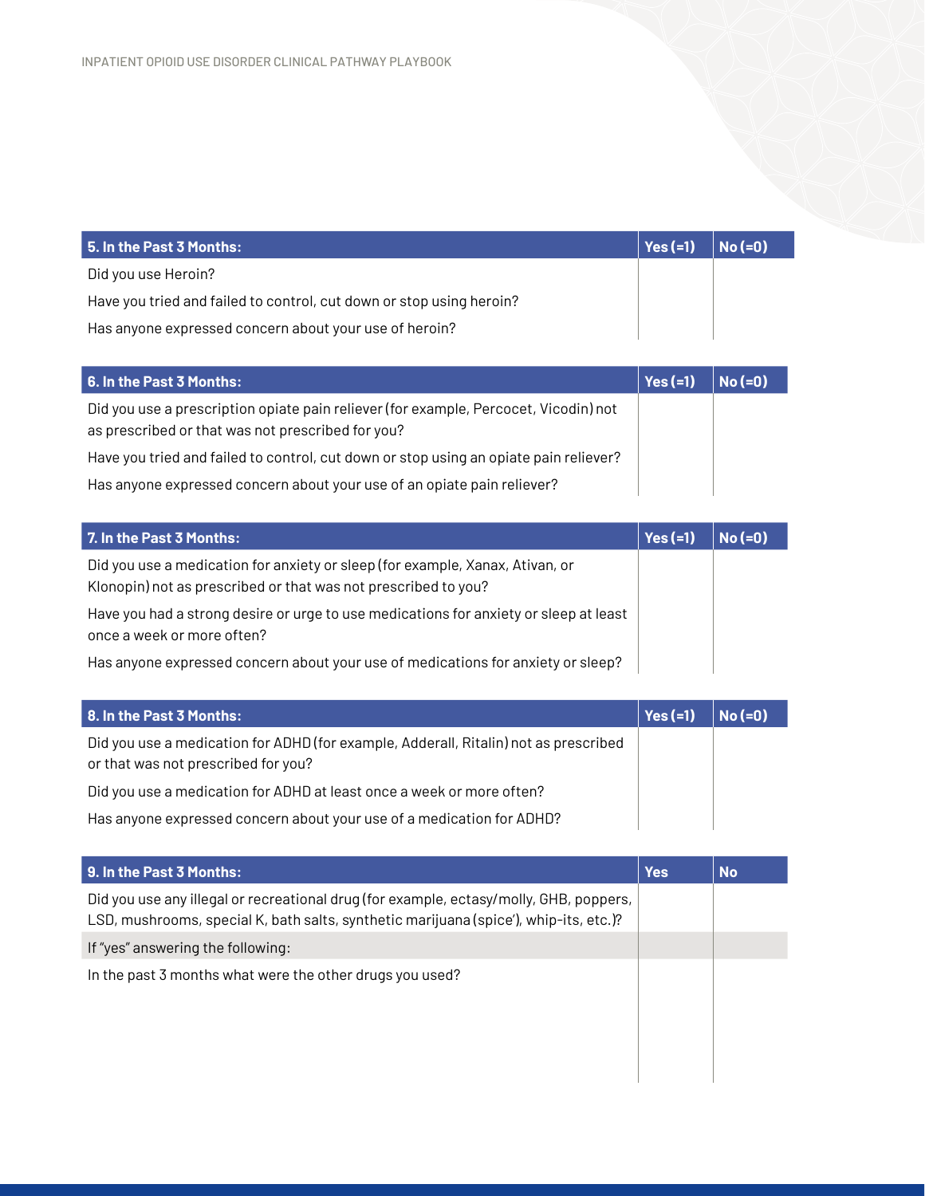| 5. In the Past 3 Months: | Yes (=1) | No (=0) |
|---|---|---|
| Did you use Heroin? | | |
| Have you tried and failed to control, cut down or stop using heroin? | | |
| Has anyone expressed concern about your use of heroin? | | |

| 6. In the Past 3 Months: | Yes (=1) | No (=0) |
|---|---|---|
| Did you use a prescription opiate pain reliever (for example, Percocet, Vicodin) not as prescribed or that was not prescribed for you? | | |
| Have you tried and failed to control, cut down or stop using an opiate pain reliever? | | |
| Has anyone expressed concern about your use of an opiate pain reliever? | | |

| 7. In the Past 3 Months: | Yes (=1) | No (=0) |
|---|---|---|
| Did you use a medication for anxiety or sleep (for example, Xanax, Ativan, or Klonopin) not as prescribed or that was not prescribed to you? | | |
| Have you had a strong desire or urge to use medications for anxiety or sleep at least once a week or more often? | | |
| Has anyone expressed concern about your use of medications for anxiety or sleep? | | |

| 8. In the Past 3 Months: | Yes (=1) | No (=0) |
|---|---|---|
| Did you use a medication for ADHD (for example, Adderall, Ritalin) not as prescribed or that was not prescribed for you? | | |
| Did you use a medication for ADHD at least once a week or more often? | | |
| Has anyone expressed concern about your use of a medication for ADHD? | | |

| 9. In the Past 3 Months: | Yes | No |
|---|---|---|
| Did you use any illegal or recreational drug (for example, ectasy/molly, GHB, poppers, LSD, mushrooms, special K, bath salts, synthetic marijuana (spice'), whip-its, etc.)? | | |
| If "yes" answering the following: | | |
| In the past 3 months what were the other drugs you used? | | |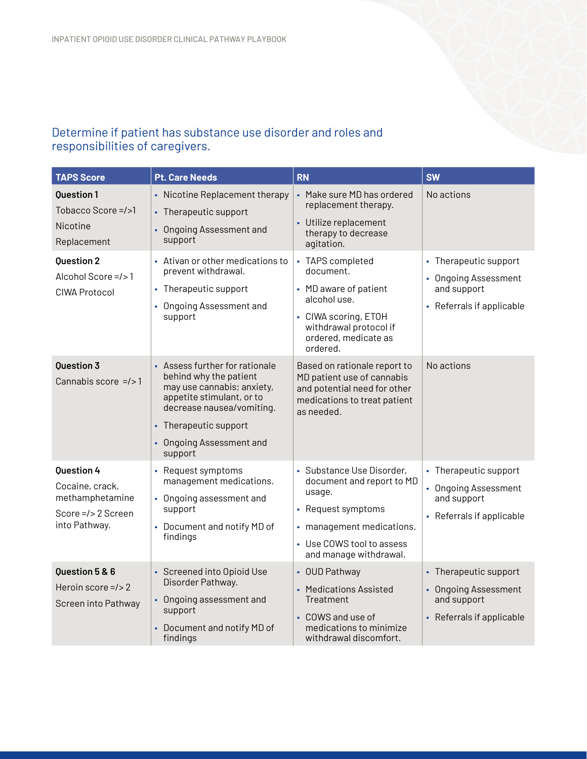## Determine if patient has substance use disorder and roles and responsibilities of caregivers.

| TAPS Score | Pt. Care Needs | RN | SW |
|---|---|---|---|
| **Question 1**<br>Tobacco Score =/>1<br>Nicotine<br>Replacement | • Nicotine Replacement therapy<br>• Therapeutic support<br>• Ongoing Assessment and support | • Make sure MD has ordered replacement therapy.<br>• Utilize replacement therapy to decrease agitation. | No actions |
| **Question 2**<br>Alcohol Score =/> 1<br>CIWA Protocol | • Ativan or other medications to prevent withdrawal.<br>• Therapeutic support<br>• Ongoing Assessment and support | • TAPS completed document.<br>• MD aware of patient alcohol use.<br>• CIWA scoring, ETOH withdrawal protocol if ordered, medicate as ordered. | • Therapeutic support<br>• Ongoing Assessment and support<br>• Referrals if applicable |
| **Question 3**<br>Cannabis score =/> 1 | • Assess further for rationale behind why the patient may use cannabis; anxiety, appetite stimulant, or to decrease nausea/vomiting.<br>• Therapeutic support<br>• Ongoing Assessment and support | Based on rationale report to MD patient use of cannabis and potential need for other medications to treat patient as needed. | No actions |
| **Question 4**<br>Cocaine, crack, methamphetamine<br>Score =/> 2 Screen into Pathway. | • Request symptoms management medications.<br>• Ongoing assessment and support<br>• Document and notify MD of findings | • Substance Use Disorder, document and report to MD usage.<br>• Request symptoms<br>• management medications.<br>• Use COWS tool to assess and manage withdrawal. | • Therapeutic support<br>• Ongoing Assessment and support<br>• Referrals if applicable |
| **Question 5 & 6**<br>Heroin score =/> 2<br>Screen into Pathway | • Screened into Opioid Use Disorder Pathway.<br>• Ongoing assessment and support<br>• Document and notify MD of findings | • OUD Pathway<br>• Medications Assisted Treatment<br>• COWS and use of medications to minimize withdrawal discomfort. | • Therapeutic support<br>• Ongoing Assessment and support<br>• Referrals if applicable |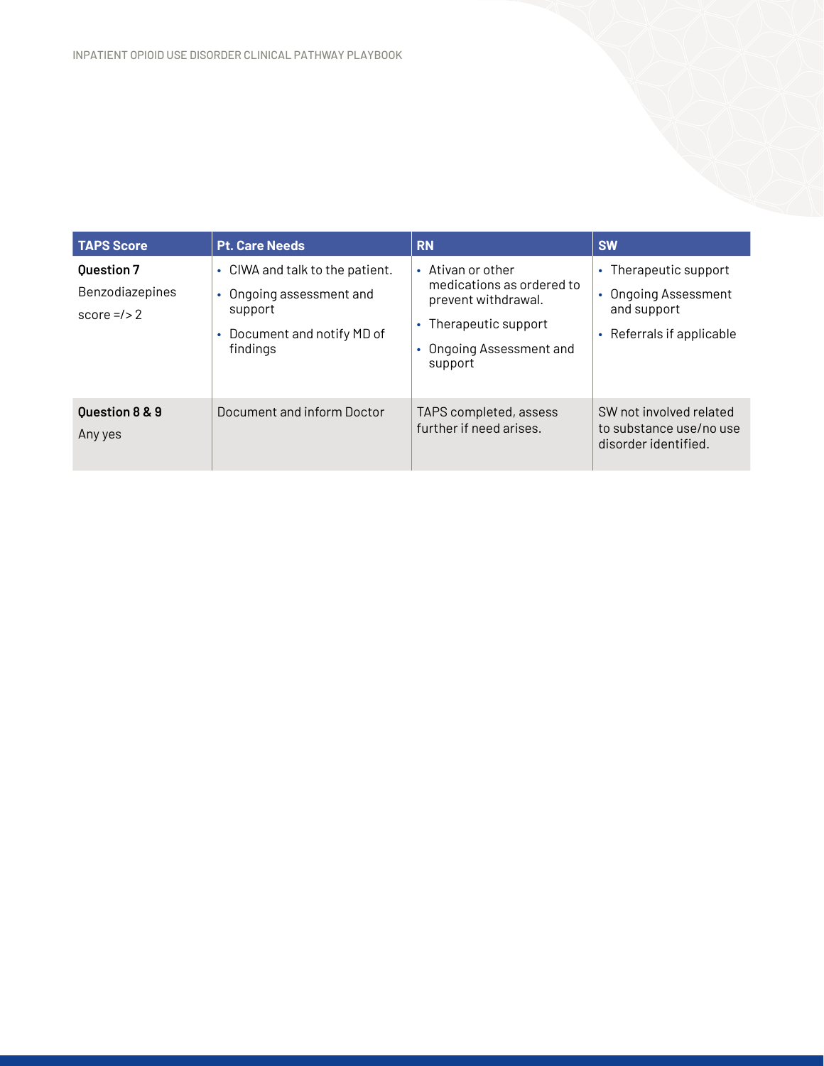| TAPS Score | Pt. Care Needs | RN | SW |
|---|---|---|---|
| **Question 7**<br>Benzodiazepines<br>score =/> 2 | • CIWA and talk to the patient.<br>• Ongoing assessment and support<br>• Document and notify MD of findings | • Ativan or other medications as ordered to prevent withdrawal.<br>• Therapeutic support<br>• Ongoing Assessment and support | • Therapeutic support<br>• Ongoing Assessment and support<br>• Referrals if applicable |
| **Question 8 & 9**<br>Any yes | Document and inform Doctor | TAPS completed, assess further if need arises. | SW not involved related to substance use/no use disorder identified. |